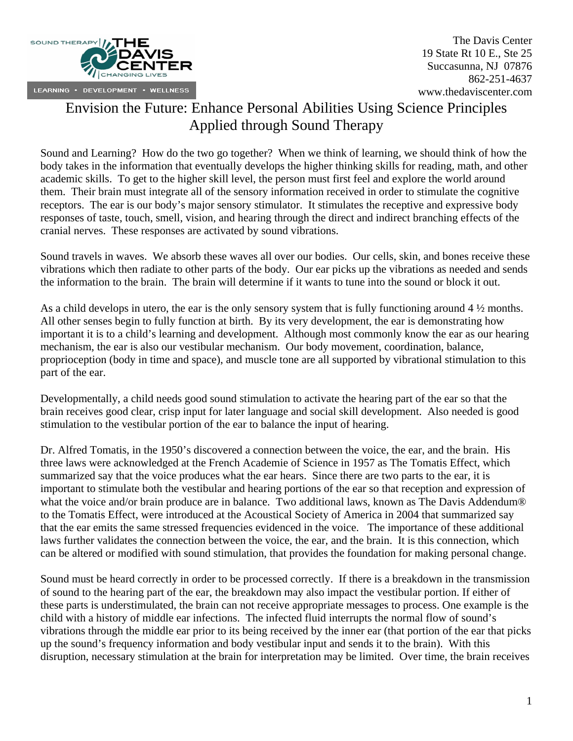SOUND THERAPY | THE DAVIS CENTER | CHANGING LIVES

LEARNING • DEVELOPMENT • WELLNESS

The Davis Center
19 State Rt 10 E., Ste 25
Succasunna, NJ 07876
862-251-4637
www.thedaviscenter.com

# Envision the Future: Enhance Personal Abilities Using Science Principles Applied through Sound Therapy

Sound and Learning? How do the two go together? When we think of learning, we should think of how the body takes in the information that eventually develops the higher thinking skills for reading, math, and other academic skills. To get to the higher skill level, the person must first feel and explore the world around them. Their brain must integrate all of the sensory information received in order to stimulate the cognitive receptors. The ear is our body's major sensory stimulator. It stimulates the receptive and expressive body responses of taste, touch, smell, vision, and hearing through the direct and indirect branching effects of the cranial nerves. These responses are activated by sound vibrations.

Sound travels in waves. We absorb these waves all over our bodies. Our cells, skin, and bones receive these vibrations which then radiate to other parts of the body. Our ear picks up the vibrations as needed and sends the information to the brain. The brain will determine if it wants to tune into the sound or block it out.

As a child develops in utero, the ear is the only sensory system that is fully functioning around 4 ½ months. All other senses begin to fully function at birth. By its very development, the ear is demonstrating how important it is to a child's learning and development. Although most commonly know the ear as our hearing mechanism, the ear is also our vestibular mechanism. Our body movement, coordination, balance, proprioception (body in time and space), and muscle tone are all supported by vibrational stimulation to this part of the ear.

Developmentally, a child needs good sound stimulation to activate the hearing part of the ear so that the brain receives good clear, crisp input for later language and social skill development. Also needed is good stimulation to the vestibular portion of the ear to balance the input of hearing.

Dr. Alfred Tomatis, in the 1950's discovered a connection between the voice, the ear, and the brain. His three laws were acknowledged at the French Academie of Science in 1957 as The Tomatis Effect, which summarized say that the voice produces what the ear hears. Since there are two parts to the ear, it is important to stimulate both the vestibular and hearing portions of the ear so that reception and expression of what the voice and/or brain produce are in balance. Two additional laws, known as The Davis Addendum® to the Tomatis Effect, were introduced at the Acoustical Society of America in 2004 that summarized say that the ear emits the same stressed frequencies evidenced in the voice. The importance of these additional laws further validates the connection between the voice, the ear, and the brain. It is this connection, which can be altered or modified with sound stimulation, that provides the foundation for making personal change.

Sound must be heard correctly in order to be processed correctly. If there is a breakdown in the transmission of sound to the hearing part of the ear, the breakdown may also impact the vestibular portion. If either of these parts is understimulated, the brain can not receive appropriate messages to process. One example is the child with a history of middle ear infections. The infected fluid interrupts the normal flow of sound's vibrations through the middle ear prior to its being received by the inner ear (that portion of the ear that picks up the sound's frequency information and body vestibular input and sends it to the brain). With this disruption, necessary stimulation at the brain for interpretation may be limited. Over time, the brain receives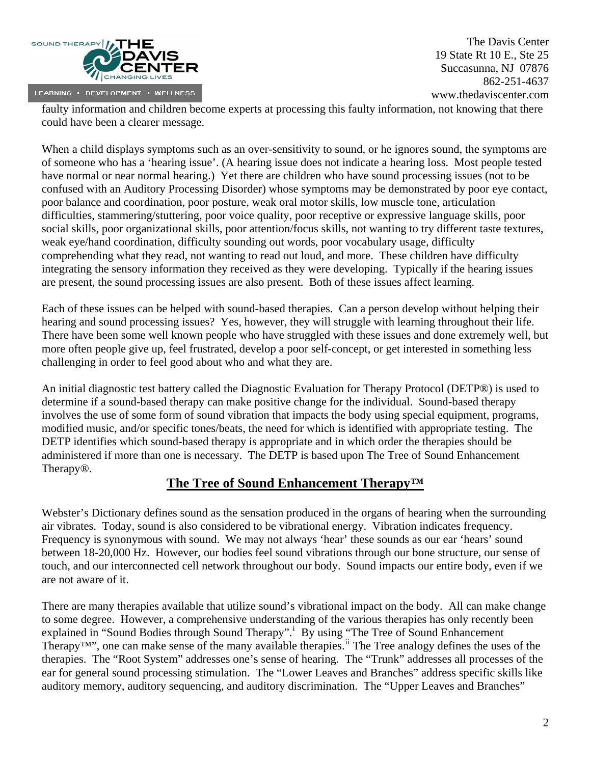faulty information and children become experts at processing this faulty information, not knowing that there could have been a clearer message.

When a child displays symptoms such as an over-sensitivity to sound, or he ignores sound, the symptoms are of someone who has a 'hearing issue'. (A hearing issue does not indicate a hearing loss. Most people tested have normal or near normal hearing.) Yet there are children who have sound processing issues (not to be confused with an Auditory Processing Disorder) whose symptoms may be demonstrated by poor eye contact, poor balance and coordination, poor posture, weak oral motor skills, low muscle tone, articulation difficulties, stammering/stuttering, poor voice quality, poor receptive or expressive language skills, poor social skills, poor organizational skills, poor attention/focus skills, not wanting to try different taste textures, weak eye/hand coordination, difficulty sounding out words, poor vocabulary usage, difficulty comprehending what they read, not wanting to read out loud, and more. These children have difficulty integrating the sensory information they received as they were developing. Typically if the hearing issues are present, the sound processing issues are also present. Both of these issues affect learning.

Each of these issues can be helped with sound-based therapies. Can a person develop without helping their hearing and sound processing issues? Yes, however, they will struggle with learning throughout their life. There have been some well known people who have struggled with these issues and done extremely well, but more often people give up, feel frustrated, develop a poor self-concept, or get interested in something less challenging in order to feel good about who and what they are.

An initial diagnostic test battery called the Diagnostic Evaluation for Therapy Protocol (DETP®) is used to determine if a sound-based therapy can make positive change for the individual. Sound-based therapy involves the use of some form of sound vibration that impacts the body using special equipment, programs, modified music, and/or specific tones/beats, the need for which is identified with appropriate testing. The DETP identifies which sound-based therapy is appropriate and in which order the therapies should be administered if more than one is necessary. The DETP is based upon The Tree of Sound Enhancement Therapy®.

## The Tree of Sound Enhancement Therapy™

Webster's Dictionary defines sound as the sensation produced in the organs of hearing when the surrounding air vibrates. Today, sound is also considered to be vibrational energy. Vibration indicates frequency. Frequency is synonymous with sound. We may not always 'hear' these sounds as our ear 'hears' sound between 18-20,000 Hz. However, our bodies feel sound vibrations through our bone structure, our sense of touch, and our interconnected cell network throughout our body. Sound impacts our entire body, even if we are not aware of it.

There are many therapies available that utilize sound's vibrational impact on the body. All can make change to some degree. However, a comprehensive understanding of the various therapies has only recently been explained in "Sound Bodies through Sound Therapy".[i] By using "The Tree of Sound Enhancement Therapy™", one can make sense of the many available therapies.[ii] The Tree analogy defines the uses of the therapies. The "Root System" addresses one's sense of hearing. The "Trunk" addresses all processes of the ear for general sound processing stimulation. The "Lower Leaves and Branches" address specific skills like auditory memory, auditory sequencing, and auditory discrimination. The "Upper Leaves and Branches"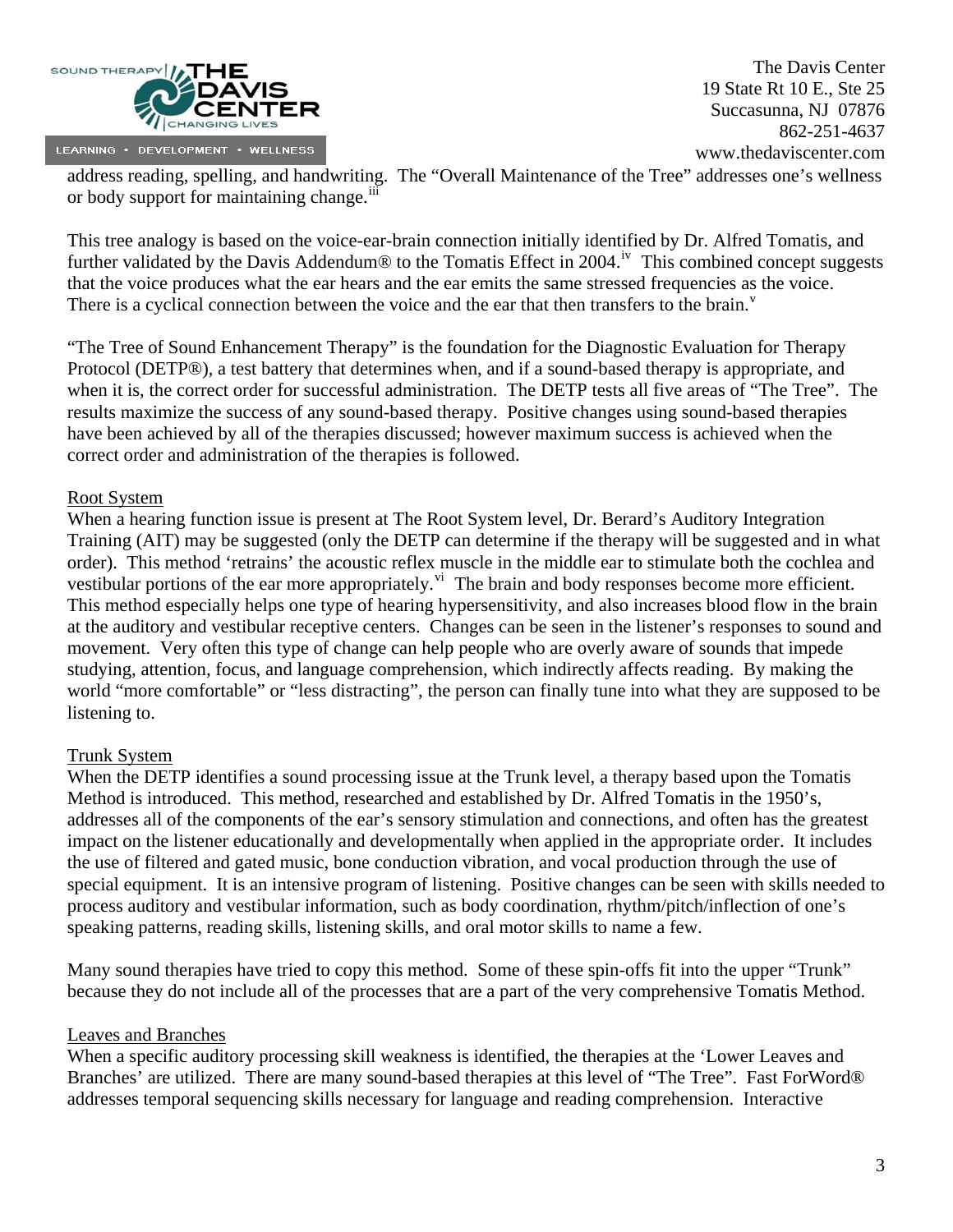address reading, spelling, and handwriting. The "Overall Maintenance of the Tree" addresses one's wellness or body support for maintaining change.[iii]

This tree analogy is based on the voice-ear-brain connection initially identified by Dr. Alfred Tomatis, and further validated by the Davis Addendum® to the Tomatis Effect in 2004.[iv] This combined concept suggests that the voice produces what the ear hears and the ear emits the same stressed frequencies as the voice. There is a cyclical connection between the voice and the ear that then transfers to the brain.[v]

"The Tree of Sound Enhancement Therapy" is the foundation for the Diagnostic Evaluation for Therapy Protocol (DETP®), a test battery that determines when, and if a sound-based therapy is appropriate, and when it is, the correct order for successful administration. The DETP tests all five areas of "The Tree". The results maximize the success of any sound-based therapy. Positive changes using sound-based therapies have been achieved by all of the therapies discussed; however maximum success is achieved when the correct order and administration of the therapies is followed.

Root System

When a hearing function issue is present at The Root System level, Dr. Berard's Auditory Integration Training (AIT) may be suggested (only the DETP can determine if the therapy will be suggested and in what order). This method 'retrains' the acoustic reflex muscle in the middle ear to stimulate both the cochlea and vestibular portions of the ear more appropriately.[vi] The brain and body responses become more efficient. This method especially helps one type of hearing hypersensitivity, and also increases blood flow in the brain at the auditory and vestibular receptive centers. Changes can be seen in the listener's responses to sound and movement. Very often this type of change can help people who are overly aware of sounds that impede studying, attention, focus, and language comprehension, which indirectly affects reading. By making the world "more comfortable" or "less distracting", the person can finally tune into what they are supposed to be listening to.

Trunk System

When the DETP identifies a sound processing issue at the Trunk level, a therapy based upon the Tomatis Method is introduced. This method, researched and established by Dr. Alfred Tomatis in the 1950's, addresses all of the components of the ear's sensory stimulation and connections, and often has the greatest impact on the listener educationally and developmentally when applied in the appropriate order. It includes the use of filtered and gated music, bone conduction vibration, and vocal production through the use of special equipment. It is an intensive program of listening. Positive changes can be seen with skills needed to process auditory and vestibular information, such as body coordination, rhythm/pitch/inflection of one's speaking patterns, reading skills, listening skills, and oral motor skills to name a few.

Many sound therapies have tried to copy this method. Some of these spin-offs fit into the upper "Trunk" because they do not include all of the processes that are a part of the very comprehensive Tomatis Method.

Leaves and Branches

When a specific auditory processing skill weakness is identified, the therapies at the 'Lower Leaves and Branches' are utilized. There are many sound-based therapies at this level of "The Tree". Fast ForWord® addresses temporal sequencing skills necessary for language and reading comprehension. Interactive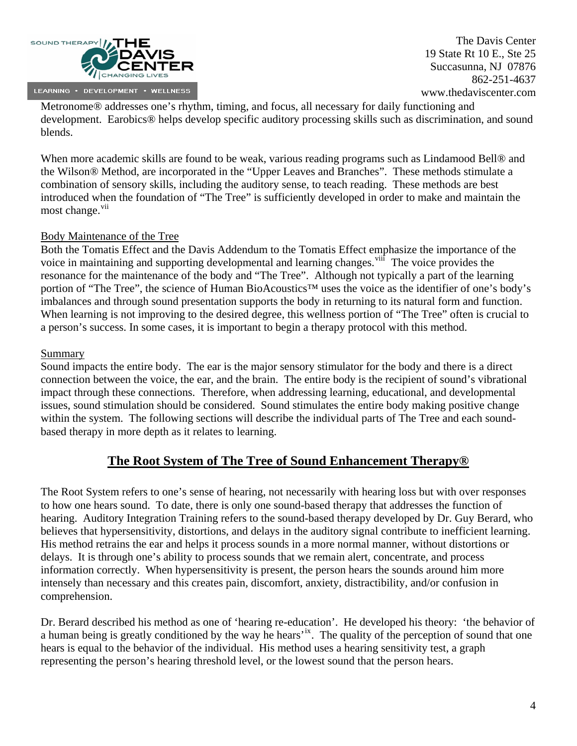Metronome® addresses one's rhythm, timing, and focus, all necessary for daily functioning and development. Earobics® helps develop specific auditory processing skills such as discrimination, and sound blends.

When more academic skills are found to be weak, various reading programs such as Lindamood Bell® and the Wilson® Method, are incorporated in the "Upper Leaves and Branches". These methods stimulate a combination of sensory skills, including the auditory sense, to teach reading. These methods are best introduced when the foundation of "The Tree" is sufficiently developed in order to make and maintain the most change.[vii]

Body Maintenance of the Tree

Both the Tomatis Effect and the Davis Addendum to the Tomatis Effect emphasize the importance of the voice in maintaining and supporting developmental and learning changes.[viii] The voice provides the resonance for the maintenance of the body and "The Tree". Although not typically a part of the learning portion of "The Tree", the science of Human BioAcoustics™ uses the voice as the identifier of one's body's imbalances and through sound presentation supports the body in returning to its natural form and function. When learning is not improving to the desired degree, this wellness portion of "The Tree" often is crucial to a person's success. In some cases, it is important to begin a therapy protocol with this method.

Summary

Sound impacts the entire body. The ear is the major sensory stimulator for the body and there is a direct connection between the voice, the ear, and the brain. The entire body is the recipient of sound's vibrational impact through these connections. Therefore, when addressing learning, educational, and developmental issues, sound stimulation should be considered. Sound stimulates the entire body making positive change within the system. The following sections will describe the individual parts of The Tree and each sound-based therapy in more depth as it relates to learning.

## The Root System of The Tree of Sound Enhancement Therapy®

The Root System refers to one's sense of hearing, not necessarily with hearing loss but with over responses to how one hears sound. To date, there is only one sound-based therapy that addresses the function of hearing. Auditory Integration Training refers to the sound-based therapy developed by Dr. Guy Berard, who believes that hypersensitivity, distortions, and delays in the auditory signal contribute to inefficient learning. His method retrains the ear and helps it process sounds in a more normal manner, without distortions or delays. It is through one's ability to process sounds that we remain alert, concentrate, and process information correctly. When hypersensitivity is present, the person hears the sounds around him more intensely than necessary and this creates pain, discomfort, anxiety, distractibility, and/or confusion in comprehension.

Dr. Berard described his method as one of 'hearing re-education'. He developed his theory: 'the behavior of a human being is greatly conditioned by the way he hears'[ix]. The quality of the perception of sound that one hears is equal to the behavior of the individual. His method uses a hearing sensitivity test, a graph representing the person's hearing threshold level, or the lowest sound that the person hears.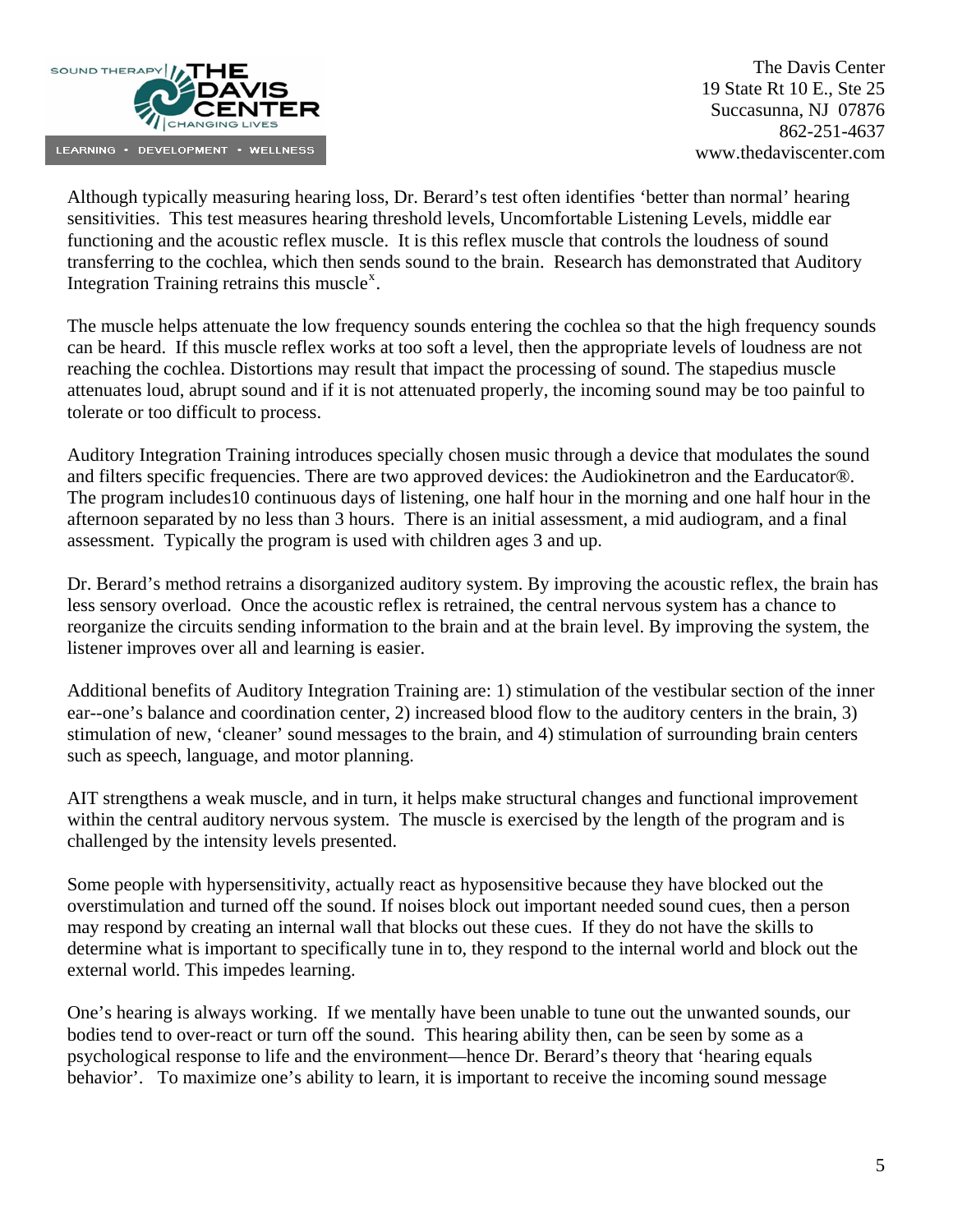Although typically measuring hearing loss, Dr. Berard's test often identifies 'better than normal' hearing sensitivities. This test measures hearing threshold levels, Uncomfortable Listening Levels, middle ear functioning and the acoustic reflex muscle. It is this reflex muscle that controls the loudness of sound transferring to the cochlea, which then sends sound to the brain. Research has demonstrated that Auditory Integration Training retrains this muscle[x].

The muscle helps attenuate the low frequency sounds entering the cochlea so that the high frequency sounds can be heard. If this muscle reflex works at too soft a level, then the appropriate levels of loudness are not reaching the cochlea. Distortions may result that impact the processing of sound. The stapedius muscle attenuates loud, abrupt sound and if it is not attenuated properly, the incoming sound may be too painful to tolerate or too difficult to process.

Auditory Integration Training introduces specially chosen music through a device that modulates the sound and filters specific frequencies. There are two approved devices: the Audiokinetron and the Earducator®. The program includes10 continuous days of listening, one half hour in the morning and one half hour in the afternoon separated by no less than 3 hours. There is an initial assessment, a mid audiogram, and a final assessment. Typically the program is used with children ages 3 and up.

Dr. Berard's method retrains a disorganized auditory system. By improving the acoustic reflex, the brain has less sensory overload. Once the acoustic reflex is retrained, the central nervous system has a chance to reorganize the circuits sending information to the brain and at the brain level. By improving the system, the listener improves over all and learning is easier.

Additional benefits of Auditory Integration Training are: 1) stimulation of the vestibular section of the inner ear--one's balance and coordination center, 2) increased blood flow to the auditory centers in the brain, 3) stimulation of new, 'cleaner' sound messages to the brain, and 4) stimulation of surrounding brain centers such as speech, language, and motor planning.

AIT strengthens a weak muscle, and in turn, it helps make structural changes and functional improvement within the central auditory nervous system. The muscle is exercised by the length of the program and is challenged by the intensity levels presented.

Some people with hypersensitivity, actually react as hyposensitive because they have blocked out the overstimulation and turned off the sound. If noises block out important needed sound cues, then a person may respond by creating an internal wall that blocks out these cues. If they do not have the skills to determine what is important to specifically tune in to, they respond to the internal world and block out the external world. This impedes learning.

One's hearing is always working. If we mentally have been unable to tune out the unwanted sounds, our bodies tend to over-react or turn off the sound. This hearing ability then, can be seen by some as a psychological response to life and the environment—hence Dr. Berard's theory that 'hearing equals behavior'. To maximize one's ability to learn, it is important to receive the incoming sound message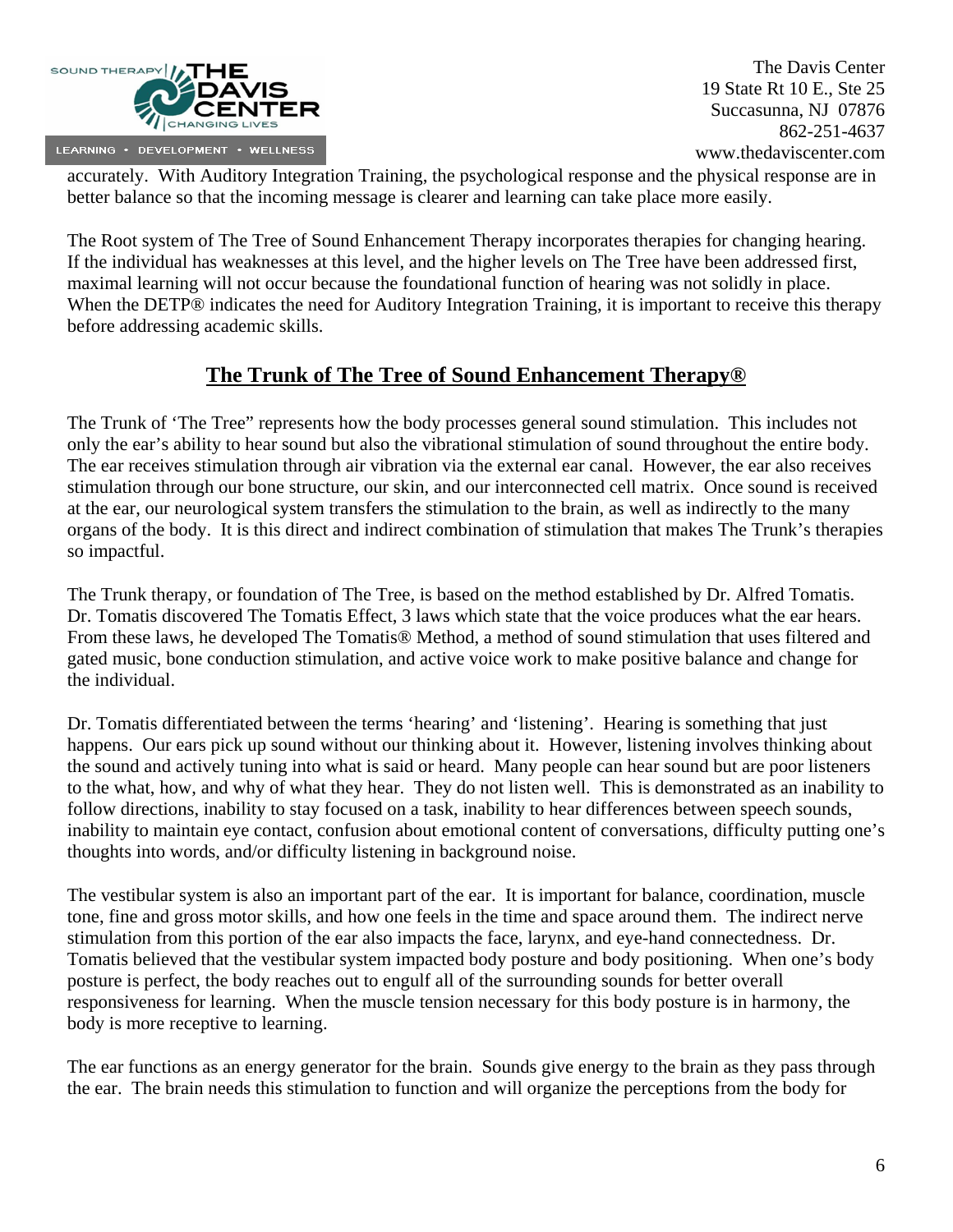accurately. With Auditory Integration Training, the psychological response and the physical response are in better balance so that the incoming message is clearer and learning can take place more easily.

The Root system of The Tree of Sound Enhancement Therapy incorporates therapies for changing hearing. If the individual has weaknesses at this level, and the higher levels on The Tree have been addressed first, maximal learning will not occur because the foundational function of hearing was not solidly in place. When the DETP® indicates the need for Auditory Integration Training, it is important to receive this therapy before addressing academic skills.

## The Trunk of The Tree of Sound Enhancement Therapy®

The Trunk of 'The Tree" represents how the body processes general sound stimulation. This includes not only the ear's ability to hear sound but also the vibrational stimulation of sound throughout the entire body. The ear receives stimulation through air vibration via the external ear canal. However, the ear also receives stimulation through our bone structure, our skin, and our interconnected cell matrix. Once sound is received at the ear, our neurological system transfers the stimulation to the brain, as well as indirectly to the many organs of the body. It is this direct and indirect combination of stimulation that makes The Trunk's therapies so impactful.

The Trunk therapy, or foundation of The Tree, is based on the method established by Dr. Alfred Tomatis. Dr. Tomatis discovered The Tomatis Effect, 3 laws which state that the voice produces what the ear hears. From these laws, he developed The Tomatis® Method, a method of sound stimulation that uses filtered and gated music, bone conduction stimulation, and active voice work to make positive balance and change for the individual.

Dr. Tomatis differentiated between the terms 'hearing' and 'listening'. Hearing is something that just happens. Our ears pick up sound without our thinking about it. However, listening involves thinking about the sound and actively tuning into what is said or heard. Many people can hear sound but are poor listeners to the what, how, and why of what they hear. They do not listen well. This is demonstrated as an inability to follow directions, inability to stay focused on a task, inability to hear differences between speech sounds, inability to maintain eye contact, confusion about emotional content of conversations, difficulty putting one's thoughts into words, and/or difficulty listening in background noise.

The vestibular system is also an important part of the ear. It is important for balance, coordination, muscle tone, fine and gross motor skills, and how one feels in the time and space around them. The indirect nerve stimulation from this portion of the ear also impacts the face, larynx, and eye-hand connectedness. Dr. Tomatis believed that the vestibular system impacted body posture and body positioning. When one's body posture is perfect, the body reaches out to engulf all of the surrounding sounds for better overall responsiveness for learning. When the muscle tension necessary for this body posture is in harmony, the body is more receptive to learning.

The ear functions as an energy generator for the brain. Sounds give energy to the brain as they pass through the ear. The brain needs this stimulation to function and will organize the perceptions from the body for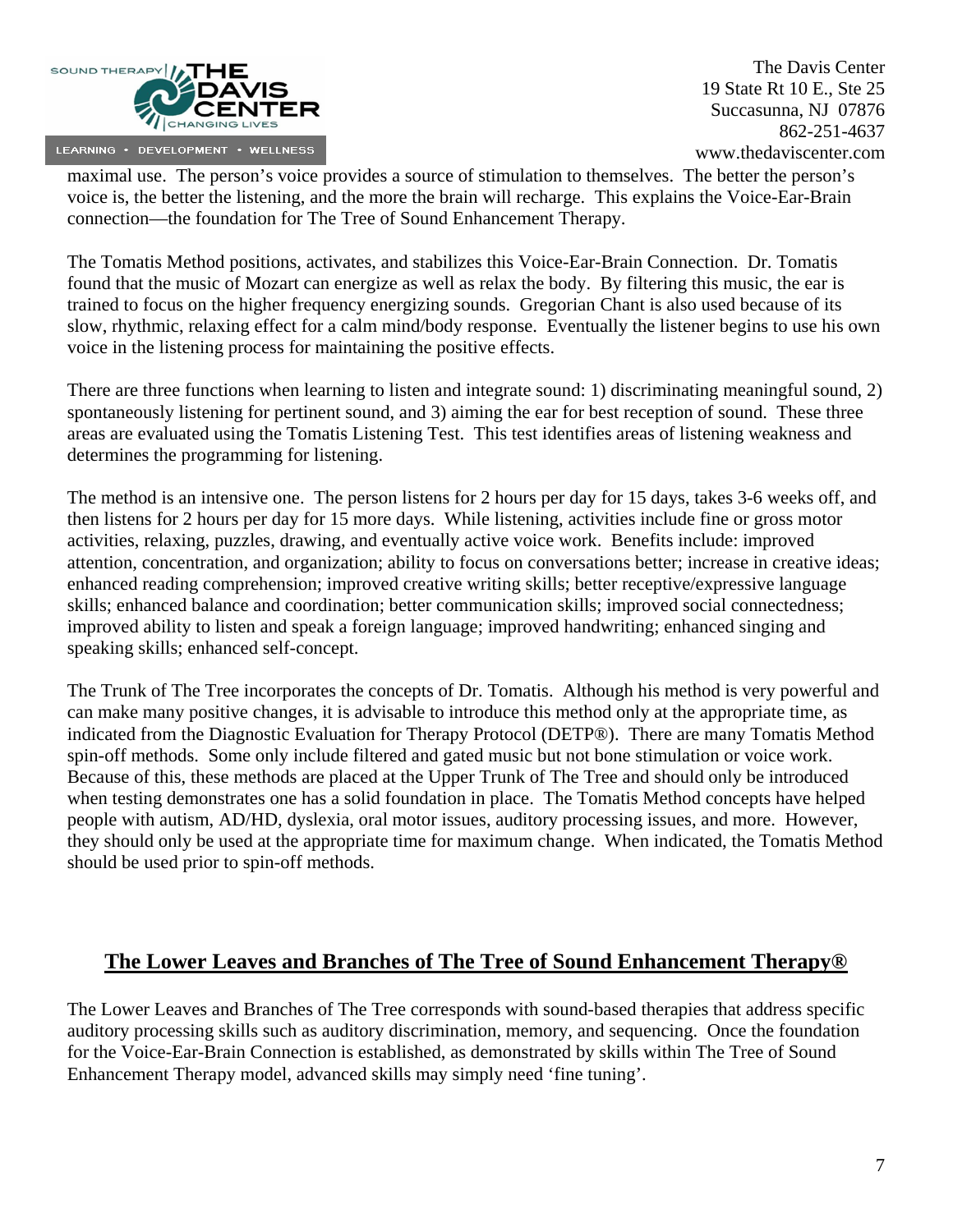maximal use. The person's voice provides a source of stimulation to themselves. The better the person's voice is, the better the listening, and the more the brain will recharge. This explains the Voice-Ear-Brain connection—the foundation for The Tree of Sound Enhancement Therapy.

The Tomatis Method positions, activates, and stabilizes this Voice-Ear-Brain Connection. Dr. Tomatis found that the music of Mozart can energize as well as relax the body. By filtering this music, the ear is trained to focus on the higher frequency energizing sounds. Gregorian Chant is also used because of its slow, rhythmic, relaxing effect for a calm mind/body response. Eventually the listener begins to use his own voice in the listening process for maintaining the positive effects.

There are three functions when learning to listen and integrate sound: 1) discriminating meaningful sound, 2) spontaneously listening for pertinent sound, and 3) aiming the ear for best reception of sound. These three areas are evaluated using the Tomatis Listening Test. This test identifies areas of listening weakness and determines the programming for listening.

The method is an intensive one. The person listens for 2 hours per day for 15 days, takes 3-6 weeks off, and then listens for 2 hours per day for 15 more days. While listening, activities include fine or gross motor activities, relaxing, puzzles, drawing, and eventually active voice work. Benefits include: improved attention, concentration, and organization; ability to focus on conversations better; increase in creative ideas; enhanced reading comprehension; improved creative writing skills; better receptive/expressive language skills; enhanced balance and coordination; better communication skills; improved social connectedness; improved ability to listen and speak a foreign language; improved handwriting; enhanced singing and speaking skills; enhanced self-concept.

The Trunk of The Tree incorporates the concepts of Dr. Tomatis. Although his method is very powerful and can make many positive changes, it is advisable to introduce this method only at the appropriate time, as indicated from the Diagnostic Evaluation for Therapy Protocol (DETP®). There are many Tomatis Method spin-off methods. Some only include filtered and gated music but not bone stimulation or voice work. Because of this, these methods are placed at the Upper Trunk of The Tree and should only be introduced when testing demonstrates one has a solid foundation in place. The Tomatis Method concepts have helped people with autism, AD/HD, dyslexia, oral motor issues, auditory processing issues, and more. However, they should only be used at the appropriate time for maximum change. When indicated, the Tomatis Method should be used prior to spin-off methods.

## The Lower Leaves and Branches of The Tree of Sound Enhancement Therapy®

The Lower Leaves and Branches of The Tree corresponds with sound-based therapies that address specific auditory processing skills such as auditory discrimination, memory, and sequencing. Once the foundation for the Voice-Ear-Brain Connection is established, as demonstrated by skills within The Tree of Sound Enhancement Therapy model, advanced skills may simply need 'fine tuning'.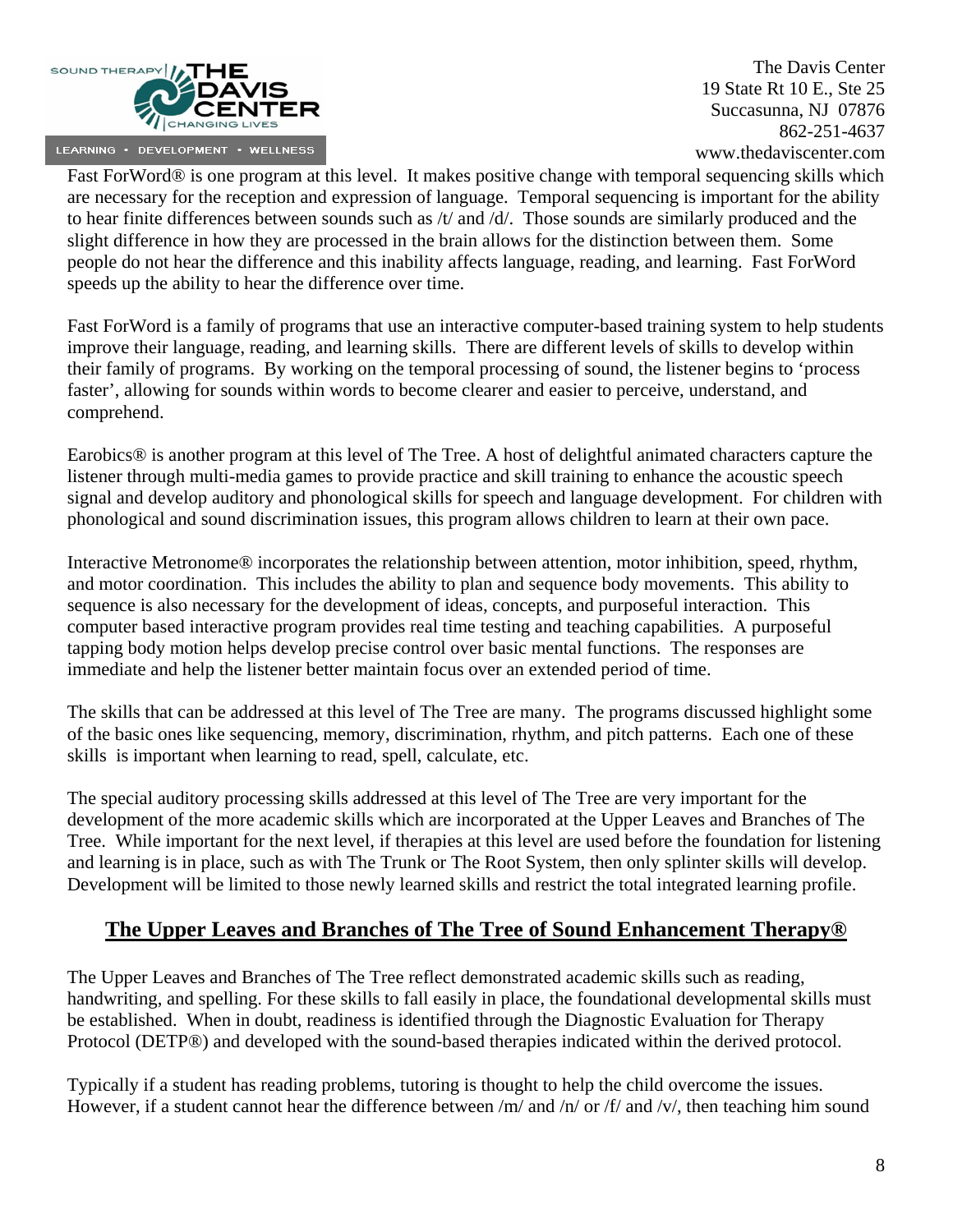Fast ForWord® is one program at this level. It makes positive change with temporal sequencing skills which are necessary for the reception and expression of language. Temporal sequencing is important for the ability to hear finite differences between sounds such as /t/ and /d/. Those sounds are similarly produced and the slight difference in how they are processed in the brain allows for the distinction between them. Some people do not hear the difference and this inability affects language, reading, and learning. Fast ForWord speeds up the ability to hear the difference over time.

Fast ForWord is a family of programs that use an interactive computer-based training system to help students improve their language, reading, and learning skills. There are different levels of skills to develop within their family of programs. By working on the temporal processing of sound, the listener begins to 'process faster', allowing for sounds within words to become clearer and easier to perceive, understand, and comprehend.

Earobics® is another program at this level of The Tree. A host of delightful animated characters capture the listener through multi-media games to provide practice and skill training to enhance the acoustic speech signal and develop auditory and phonological skills for speech and language development. For children with phonological and sound discrimination issues, this program allows children to learn at their own pace.

Interactive Metronome® incorporates the relationship between attention, motor inhibition, speed, rhythm, and motor coordination. This includes the ability to plan and sequence body movements. This ability to sequence is also necessary for the development of ideas, concepts, and purposeful interaction. This computer based interactive program provides real time testing and teaching capabilities. A purposeful tapping body motion helps develop precise control over basic mental functions. The responses are immediate and help the listener better maintain focus over an extended period of time.

The skills that can be addressed at this level of The Tree are many. The programs discussed highlight some of the basic ones like sequencing, memory, discrimination, rhythm, and pitch patterns. Each one of these skills is important when learning to read, spell, calculate, etc.

The special auditory processing skills addressed at this level of The Tree are very important for the development of the more academic skills which are incorporated at the Upper Leaves and Branches of The Tree. While important for the next level, if therapies at this level are used before the foundation for listening and learning is in place, such as with The Trunk or The Root System, then only splinter skills will develop. Development will be limited to those newly learned skills and restrict the total integrated learning profile.

## The Upper Leaves and Branches of The Tree of Sound Enhancement Therapy®

The Upper Leaves and Branches of The Tree reflect demonstrated academic skills such as reading, handwriting, and spelling. For these skills to fall easily in place, the foundational developmental skills must be established. When in doubt, readiness is identified through the Diagnostic Evaluation for Therapy Protocol (DETP®) and developed with the sound-based therapies indicated within the derived protocol.

Typically if a student has reading problems, tutoring is thought to help the child overcome the issues. However, if a student cannot hear the difference between /m/ and /n/ or /f/ and /v/, then teaching him sound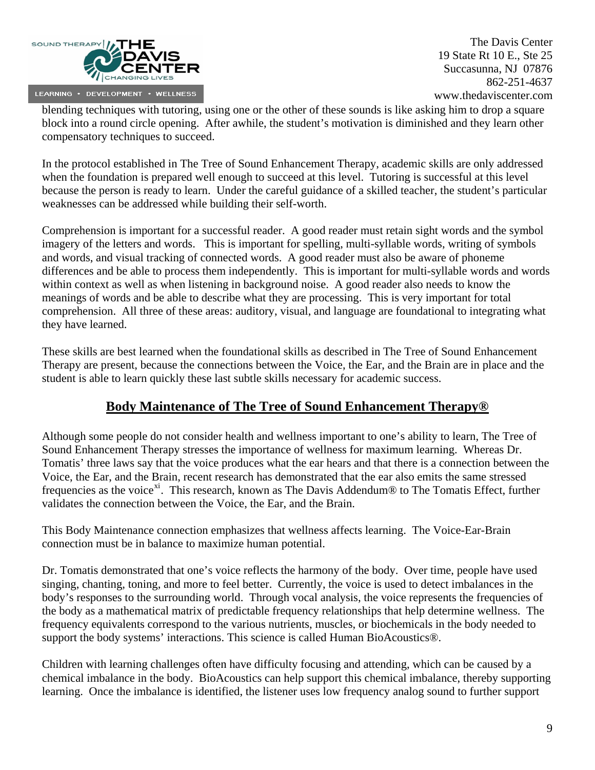blending techniques with tutoring, using one or the other of these sounds is like asking him to drop a square block into a round circle opening. After awhile, the student's motivation is diminished and they learn other compensatory techniques to succeed.

In the protocol established in The Tree of Sound Enhancement Therapy, academic skills are only addressed when the foundation is prepared well enough to succeed at this level. Tutoring is successful at this level because the person is ready to learn. Under the careful guidance of a skilled teacher, the student's particular weaknesses can be addressed while building their self-worth.

Comprehension is important for a successful reader. A good reader must retain sight words and the symbol imagery of the letters and words. This is important for spelling, multi-syllable words, writing of symbols and words, and visual tracking of connected words. A good reader must also be aware of phoneme differences and be able to process them independently. This is important for multi-syllable words and words within context as well as when listening in background noise. A good reader also needs to know the meanings of words and be able to describe what they are processing. This is very important for total comprehension. All three of these areas: auditory, visual, and language are foundational to integrating what they have learned.

These skills are best learned when the foundational skills as described in The Tree of Sound Enhancement Therapy are present, because the connections between the Voice, the Ear, and the Brain are in place and the student is able to learn quickly these last subtle skills necessary for academic success.

## Body Maintenance of The Tree of Sound Enhancement Therapy®

Although some people do not consider health and wellness important to one's ability to learn, The Tree of Sound Enhancement Therapy stresses the importance of wellness for maximum learning. Whereas Dr. Tomatis' three laws say that the voice produces what the ear hears and that there is a connection between the Voice, the Ear, and the Brain, recent research has demonstrated that the ear also emits the same stressed frequencies as the voice[xi]. This research, known as The Davis Addendum® to The Tomatis Effect, further validates the connection between the Voice, the Ear, and the Brain.

This Body Maintenance connection emphasizes that wellness affects learning. The Voice-Ear-Brain connection must be in balance to maximize human potential.

Dr. Tomatis demonstrated that one's voice reflects the harmony of the body. Over time, people have used singing, chanting, toning, and more to feel better. Currently, the voice is used to detect imbalances in the body's responses to the surrounding world. Through vocal analysis, the voice represents the frequencies of the body as a mathematical matrix of predictable frequency relationships that help determine wellness. The frequency equivalents correspond to the various nutrients, muscles, or biochemicals in the body needed to support the body systems' interactions. This science is called Human BioAcoustics®.

Children with learning challenges often have difficulty focusing and attending, which can be caused by a chemical imbalance in the body. BioAcoustics can help support this chemical imbalance, thereby supporting learning. Once the imbalance is identified, the listener uses low frequency analog sound to further support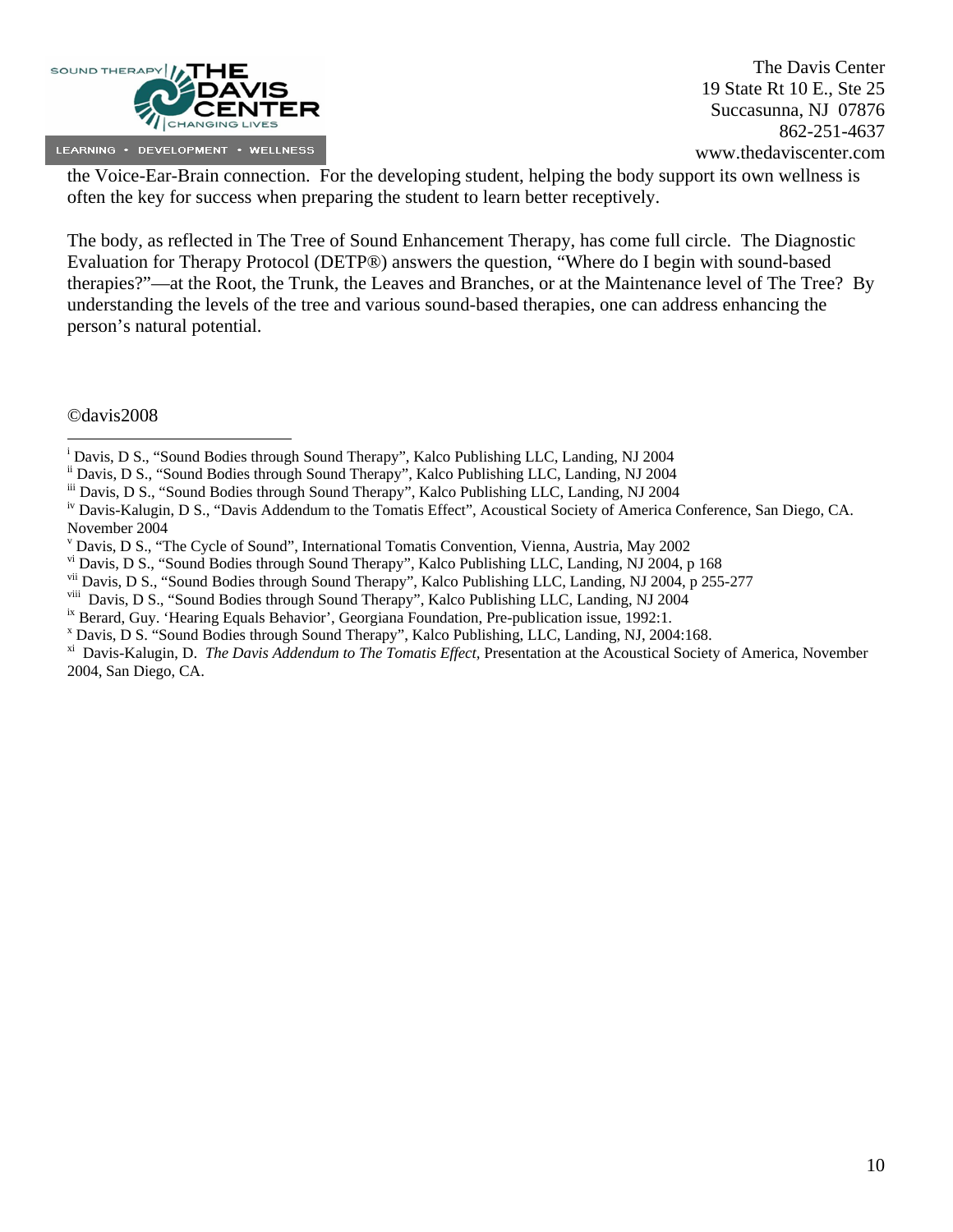the Voice-Ear-Brain connection. For the developing student, helping the body support its own wellness is often the key for success when preparing the student to learn better receptively.

The body, as reflected in The Tree of Sound Enhancement Therapy, has come full circle. The Diagnostic Evaluation for Therapy Protocol (DETP®) answers the question, "Where do I begin with sound-based therapies?"—at the Root, the Trunk, the Leaves and Branches, or at the Maintenance level of The Tree? By understanding the levels of the tree and various sound-based therapies, one can address enhancing the person's natural potential.

©davis2008

---

[i] Davis, D S., "Sound Bodies through Sound Therapy", Kalco Publishing LLC, Landing, NJ 2004

[ii] Davis, D S., "Sound Bodies through Sound Therapy", Kalco Publishing LLC, Landing, NJ 2004

[iii] Davis, D S., "Sound Bodies through Sound Therapy", Kalco Publishing LLC, Landing, NJ 2004

[iv] Davis-Kalugin, D S., "Davis Addendum to the Tomatis Effect", Acoustical Society of America Conference, San Diego, CA. November 2004

[v] Davis, D S., "The Cycle of Sound", International Tomatis Convention, Vienna, Austria, May 2002

[vi] Davis, D S., "Sound Bodies through Sound Therapy", Kalco Publishing LLC, Landing, NJ 2004, p 168

[vii] Davis, D S., "Sound Bodies through Sound Therapy", Kalco Publishing LLC, Landing, NJ 2004, p 255-277

[viii] Davis, D S., "Sound Bodies through Sound Therapy", Kalco Publishing LLC, Landing, NJ 2004

[ix] Berard, Guy. 'Hearing Equals Behavior', Georgiana Foundation, Pre-publication issue, 1992:1.

[x] Davis, D S. "Sound Bodies through Sound Therapy", Kalco Publishing, LLC, Landing, NJ, 2004:168.

[xi] Davis-Kalugin, D. *The Davis Addendum to The Tomatis Effect*, Presentation at the Acoustical Society of America, November 2004, San Diego, CA.